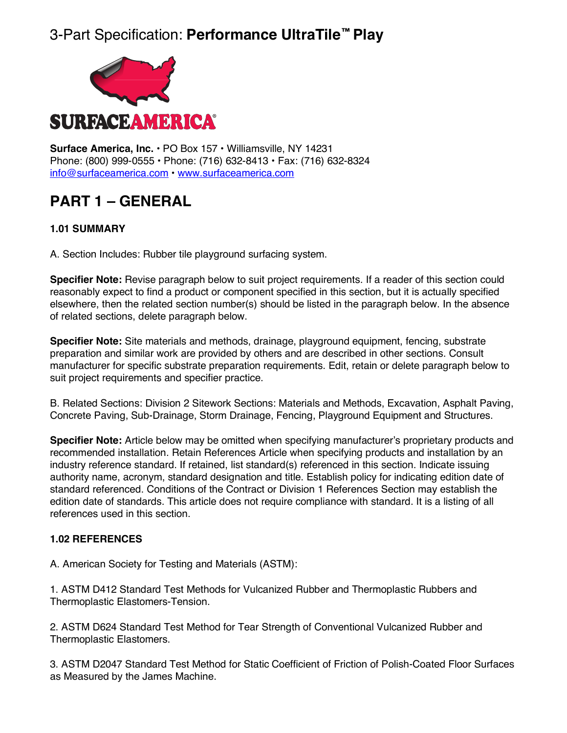# 3-Part Specification: **Performance UltraTile™ Play**

**Surface America, Inc.** • PO Box 157 • Williamsville, NY 14231
Phone: (800) 999-0555 • Phone: (716) 632-8413 • Fax: (716) 632-8324
info@surfaceamerica.com • www.surfaceamerica.com

## PART 1 – GENERAL

### 1.01 SUMMARY

A. Section Includes: Rubber tile playground surfacing system.

**Specifier Note:** Revise paragraph below to suit project requirements. If a reader of this section could reasonably expect to find a product or component specified in this section, but it is actually specified elsewhere, then the related section number(s) should be listed in the paragraph below. In the absence of related sections, delete paragraph below.

**Specifier Note:** Site materials and methods, drainage, playground equipment, fencing, substrate preparation and similar work are provided by others and are described in other sections. Consult manufacturer for specific substrate preparation requirements. Edit, retain or delete paragraph below to suit project requirements and specifier practice.

B. Related Sections: Division 2 Sitework Sections: Materials and Methods, Excavation, Asphalt Paving, Concrete Paving, Sub-Drainage, Storm Drainage, Fencing, Playground Equipment and Structures.

**Specifier Note:** Article below may be omitted when specifying manufacturer's proprietary products and recommended installation. Retain References Article when specifying products and installation by an industry reference standard. If retained, list standard(s) referenced in this section. Indicate issuing authority name, acronym, standard designation and title. Establish policy for indicating edition date of standard referenced. Conditions of the Contract or Division 1 References Section may establish the edition date of standards. This article does not require compliance with standard. It is a listing of all references used in this section.

### 1.02 REFERENCES

A. American Society for Testing and Materials (ASTM):

1. ASTM D412 Standard Test Methods for Vulcanized Rubber and Thermoplastic Rubbers and Thermoplastic Elastomers-Tension.

2. ASTM D624 Standard Test Method for Tear Strength of Conventional Vulcanized Rubber and Thermoplastic Elastomers.

3. ASTM D2047 Standard Test Method for Static Coefficient of Friction of Polish-Coated Floor Surfaces as Measured by the James Machine.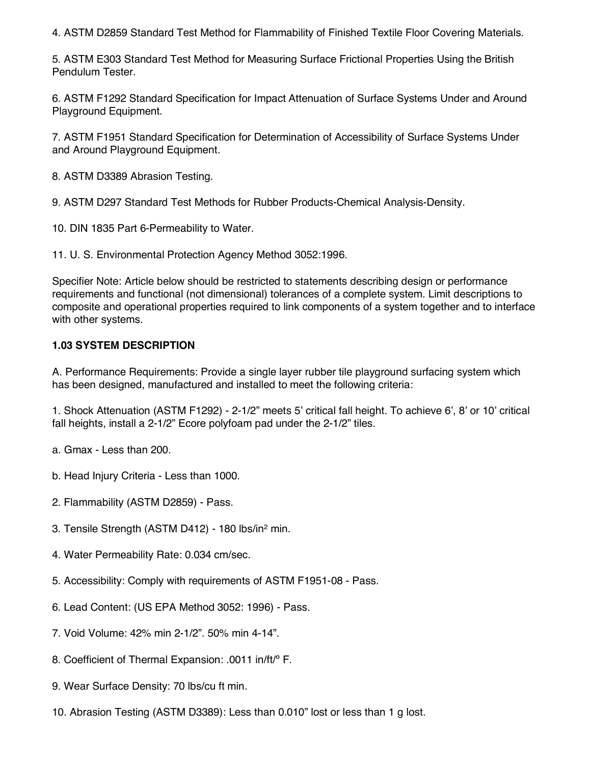4. ASTM D2859 Standard Test Method for Flammability of Finished Textile Floor Covering Materials.

5. ASTM E303 Standard Test Method for Measuring Surface Frictional Properties Using the British Pendulum Tester.

6. ASTM F1292 Standard Specification for Impact Attenuation of Surface Systems Under and Around Playground Equipment.

7. ASTM F1951 Standard Specification for Determination of Accessibility of Surface Systems Under and Around Playground Equipment.

8. ASTM D3389 Abrasion Testing.

9. ASTM D297 Standard Test Methods for Rubber Products-Chemical Analysis-Density.

10. DIN 1835 Part 6-Permeability to Water.

11. U. S. Environmental Protection Agency Method 3052:1996.

Specifier Note: Article below should be restricted to statements describing design or performance requirements and functional (not dimensional) tolerances of a complete system. Limit descriptions to composite and operational properties required to link components of a system together and to interface with other systems.

**1.03 SYSTEM DESCRIPTION**

A. Performance Requirements: Provide a single layer rubber tile playground surfacing system which has been designed, manufactured and installed to meet the following criteria:

1. Shock Attenuation (ASTM F1292) - 2-1/2" meets 5' critical fall height. To achieve 6', 8' or 10' critical fall heights, install a 2-1/2" Ecore polyfoam pad under the 2-1/2" tiles.

a. Gmax - Less than 200.

b. Head Injury Criteria - Less than 1000.

2. Flammability (ASTM D2859) - Pass.

3. Tensile Strength (ASTM D412) - 180 lbs/in$^2$ min.

4. Water Permeability Rate: 0.034 cm/sec.

5. Accessibility: Comply with requirements of ASTM F1951-08 - Pass.

6. Lead Content: (US EPA Method 3052: 1996) - Pass.

7. Void Volume: 42% min 2-1/2". 50% min 4-14".

8. Coefficient of Thermal Expansion: .0011 in/ft/° F.

9. Wear Surface Density: 70 lbs/cu ft min.

10. Abrasion Testing (ASTM D3389): Less than 0.010" lost or less than 1 g lost.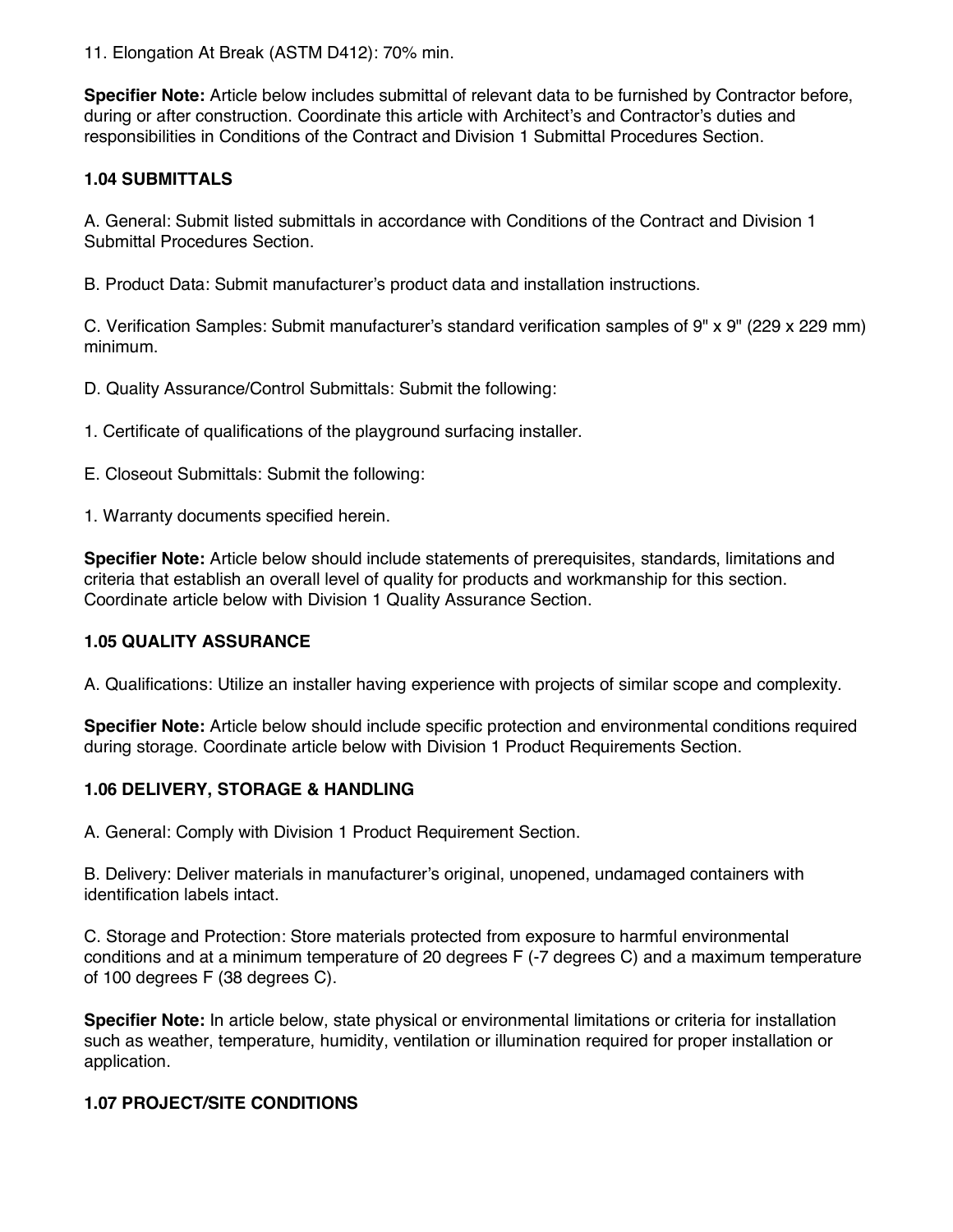11. Elongation At Break (ASTM D412): 70% min.

**Specifier Note:** Article below includes submittal of relevant data to be furnished by Contractor before, during or after construction. Coordinate this article with Architect's and Contractor's duties and responsibilities in Conditions of the Contract and Division 1 Submittal Procedures Section.

### 1.04 SUBMITTALS

A. General: Submit listed submittals in accordance with Conditions of the Contract and Division 1 Submittal Procedures Section.

B. Product Data: Submit manufacturer's product data and installation instructions.

C. Verification Samples: Submit manufacturer's standard verification samples of 9" x 9" (229 x 229 mm) minimum.

D. Quality Assurance/Control Submittals: Submit the following:

1. Certificate of qualifications of the playground surfacing installer.

E. Closeout Submittals: Submit the following:

1. Warranty documents specified herein.

**Specifier Note:** Article below should include statements of prerequisites, standards, limitations and criteria that establish an overall level of quality for products and workmanship for this section. Coordinate article below with Division 1 Quality Assurance Section.

### 1.05 QUALITY ASSURANCE

A. Qualifications: Utilize an installer having experience with projects of similar scope and complexity.

**Specifier Note:** Article below should include specific protection and environmental conditions required during storage. Coordinate article below with Division 1 Product Requirements Section.

### 1.06 DELIVERY, STORAGE & HANDLING

A. General: Comply with Division 1 Product Requirement Section.

B. Delivery: Deliver materials in manufacturer's original, unopened, undamaged containers with identification labels intact.

C. Storage and Protection: Store materials protected from exposure to harmful environmental conditions and at a minimum temperature of 20 degrees F (-7 degrees C) and a maximum temperature of 100 degrees F (38 degrees C).

**Specifier Note:** In article below, state physical or environmental limitations or criteria for installation such as weather, temperature, humidity, ventilation or illumination required for proper installation or application.

### 1.07 PROJECT/SITE CONDITIONS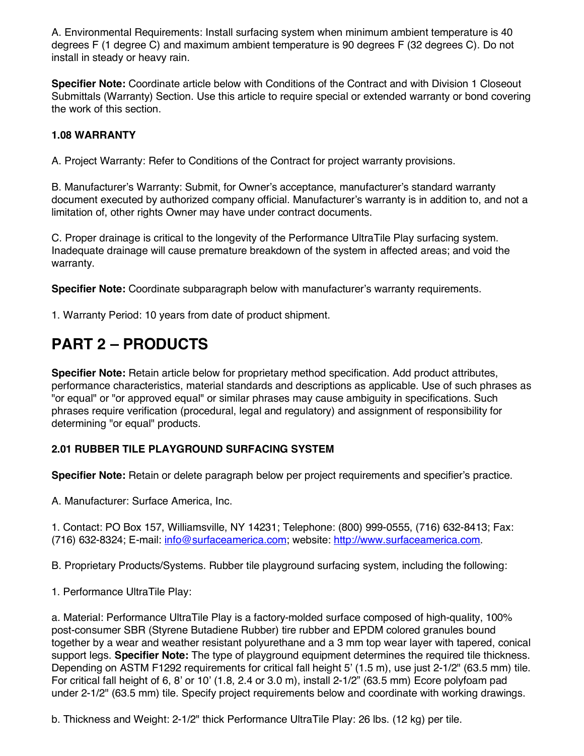A. Environmental Requirements: Install surfacing system when minimum ambient temperature is 40 degrees F (1 degree C) and maximum ambient temperature is 90 degrees F (32 degrees C). Do not install in steady or heavy rain.

**Specifier Note:** Coordinate article below with Conditions of the Contract and with Division 1 Closeout Submittals (Warranty) Section. Use this article to require special or extended warranty or bond covering the work of this section.

### 1.08 WARRANTY

A. Project Warranty: Refer to Conditions of the Contract for project warranty provisions.

B. Manufacturer's Warranty: Submit, for Owner's acceptance, manufacturer's standard warranty document executed by authorized company official. Manufacturer's warranty is in addition to, and not a limitation of, other rights Owner may have under contract documents.

C. Proper drainage is critical to the longevity of the Performance UltraTile Play surfacing system. Inadequate drainage will cause premature breakdown of the system in affected areas; and void the warranty.

**Specifier Note:** Coordinate subparagraph below with manufacturer's warranty requirements.

1. Warranty Period: 10 years from date of product shipment.

# PART 2 – PRODUCTS

**Specifier Note:** Retain article below for proprietary method specification. Add product attributes, performance characteristics, material standards and descriptions as applicable. Use of such phrases as "or equal" or "or approved equal" or similar phrases may cause ambiguity in specifications. Such phrases require verification (procedural, legal and regulatory) and assignment of responsibility for determining "or equal" products.

### 2.01 RUBBER TILE PLAYGROUND SURFACING SYSTEM

**Specifier Note:** Retain or delete paragraph below per project requirements and specifier's practice.

A. Manufacturer: Surface America, Inc.

1. Contact: PO Box 157, Williamsville, NY 14231; Telephone: (800) 999-0555, (716) 632-8413; Fax: (716) 632-8324; E-mail: info@surfaceamerica.com; website: http://www.surfaceamerica.com.

B. Proprietary Products/Systems. Rubber tile playground surfacing system, including the following:

1. Performance UltraTile Play:

a. Material: Performance UltraTile Play is a factory-molded surface composed of high-quality, 100% post-consumer SBR (Styrene Butadiene Rubber) tire rubber and EPDM colored granules bound together by a wear and weather resistant polyurethane and a 3 mm top wear layer with tapered, conical support legs. **Specifier Note:** The type of playground equipment determines the required tile thickness. Depending on ASTM F1292 requirements for critical fall height 5' (1.5 m), use just 2-1/2" (63.5 mm) tile. For critical fall height of 6, 8' or 10' (1.8, 2.4 or 3.0 m), install 2-1/2" (63.5 mm) Ecore polyfoam pad under 2-1/2" (63.5 mm) tile. Specify project requirements below and coordinate with working drawings.

b. Thickness and Weight: 2-1/2" thick Performance UltraTile Play: 26 lbs. (12 kg) per tile.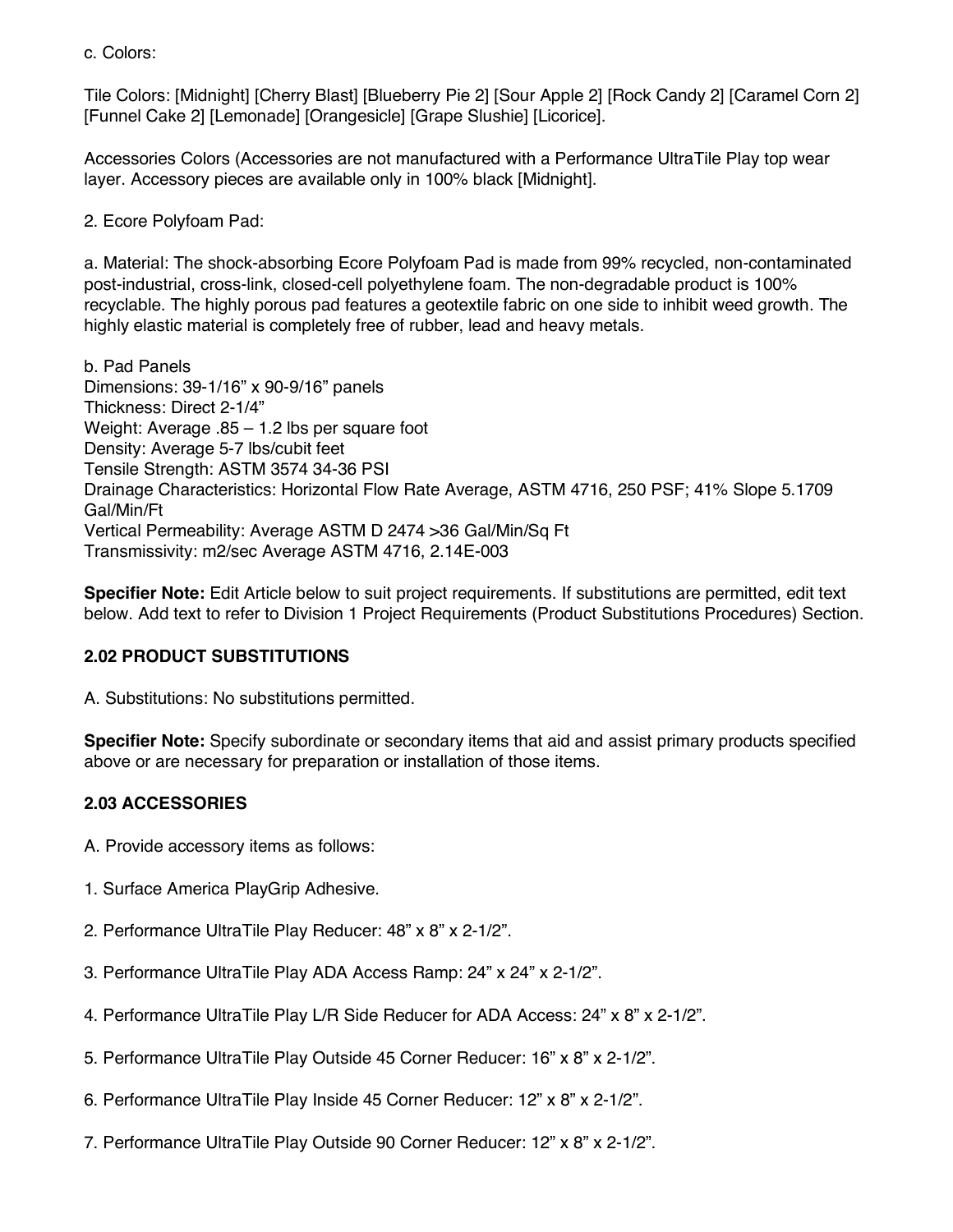c. Colors:

Tile Colors: [Midnight] [Cherry Blast] [Blueberry Pie 2] [Sour Apple 2] [Rock Candy 2] [Caramel Corn 2] [Funnel Cake 2] [Lemonade] [Orangesicle] [Grape Slushie] [Licorice].

Accessories Colors (Accessories are not manufactured with a Performance UltraTile Play top wear layer. Accessory pieces are available only in 100% black [Midnight].

2. Ecore Polyfoam Pad:

a. Material: The shock-absorbing Ecore Polyfoam Pad is made from 99% recycled, non-contaminated post-industrial, cross-link, closed-cell polyethylene foam. The non-degradable product is 100% recyclable. The highly porous pad features a geotextile fabric on one side to inhibit weed growth. The highly elastic material is completely free of rubber, lead and heavy metals.

b. Pad Panels
Dimensions: 39-1/16" x 90-9/16" panels
Thickness: Direct 2-1/4"
Weight: Average .85 – 1.2 lbs per square foot
Density: Average 5-7 lbs/cubit feet
Tensile Strength: ASTM 3574 34-36 PSI
Drainage Characteristics: Horizontal Flow Rate Average, ASTM 4716, 250 PSF; 41% Slope 5.1709 Gal/Min/Ft
Vertical Permeability: Average ASTM D 2474 >36 Gal/Min/Sq Ft
Transmissivity: m2/sec Average ASTM 4716, 2.14E-003

**Specifier Note:** Edit Article below to suit project requirements. If substitutions are permitted, edit text below. Add text to refer to Division 1 Project Requirements (Product Substitutions Procedures) Section.

### 2.02 PRODUCT SUBSTITUTIONS

A. Substitutions: No substitutions permitted.

**Specifier Note:** Specify subordinate or secondary items that aid and assist primary products specified above or are necessary for preparation or installation of those items.

### 2.03 ACCESSORIES

A. Provide accessory items as follows:

1. Surface America PlayGrip Adhesive.

2. Performance UltraTile Play Reducer: 48" x 8" x 2-1/2".

3. Performance UltraTile Play ADA Access Ramp: 24" x 24" x 2-1/2".

4. Performance UltraTile Play L/R Side Reducer for ADA Access: 24" x 8" x 2-1/2".

5. Performance UltraTile Play Outside 45 Corner Reducer: 16" x 8" x 2-1/2".

6. Performance UltraTile Play Inside 45 Corner Reducer: 12" x 8" x 2-1/2".

7. Performance UltraTile Play Outside 90 Corner Reducer: 12" x 8" x 2-1/2".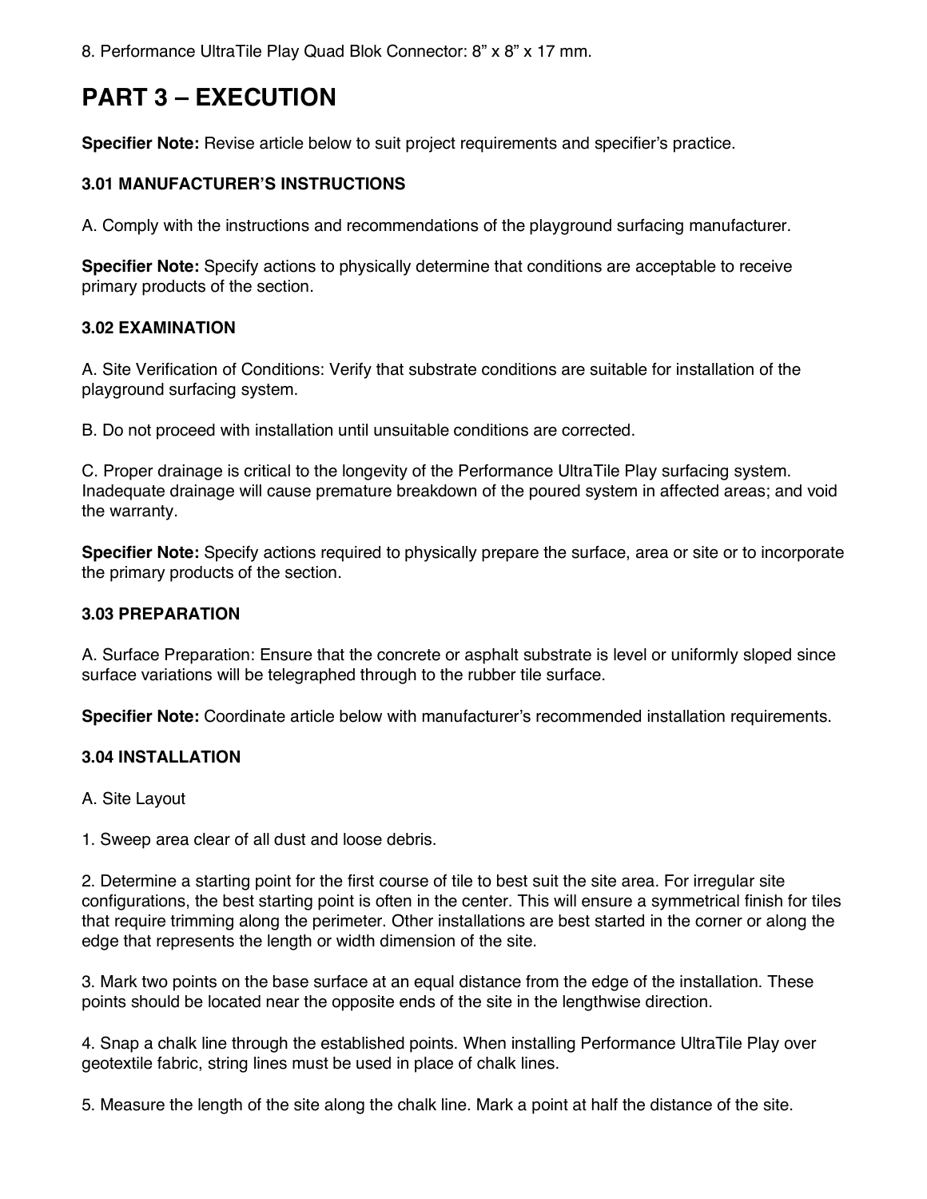8. Performance UltraTile Play Quad Blok Connector: 8” x 8” x 17 mm.

# PART 3 – EXECUTION

**Specifier Note:** Revise article below to suit project requirements and specifier’s practice.

### 3.01 MANUFACTURER’S INSTRUCTIONS

A. Comply with the instructions and recommendations of the playground surfacing manufacturer.

**Specifier Note:** Specify actions to physically determine that conditions are acceptable to receive primary products of the section.

### 3.02 EXAMINATION

A. Site Verification of Conditions: Verify that substrate conditions are suitable for installation of the playground surfacing system.

B. Do not proceed with installation until unsuitable conditions are corrected.

C. Proper drainage is critical to the longevity of the Performance UltraTile Play surfacing system. Inadequate drainage will cause premature breakdown of the poured system in affected areas; and void the warranty.

**Specifier Note:** Specify actions required to physically prepare the surface, area or site or to incorporate the primary products of the section.

### 3.03 PREPARATION

A. Surface Preparation: Ensure that the concrete or asphalt substrate is level or uniformly sloped since surface variations will be telegraphed through to the rubber tile surface.

**Specifier Note:** Coordinate article below with manufacturer’s recommended installation requirements.

### 3.04 INSTALLATION

A. Site Layout

1. Sweep area clear of all dust and loose debris.

2. Determine a starting point for the first course of tile to best suit the site area. For irregular site configurations, the best starting point is often in the center. This will ensure a symmetrical finish for tiles that require trimming along the perimeter. Other installations are best started in the corner or along the edge that represents the length or width dimension of the site.

3. Mark two points on the base surface at an equal distance from the edge of the installation. These points should be located near the opposite ends of the site in the lengthwise direction.

4. Snap a chalk line through the established points. When installing Performance UltraTile Play over geotextile fabric, string lines must be used in place of chalk lines.

5. Measure the length of the site along the chalk line. Mark a point at half the distance of the site.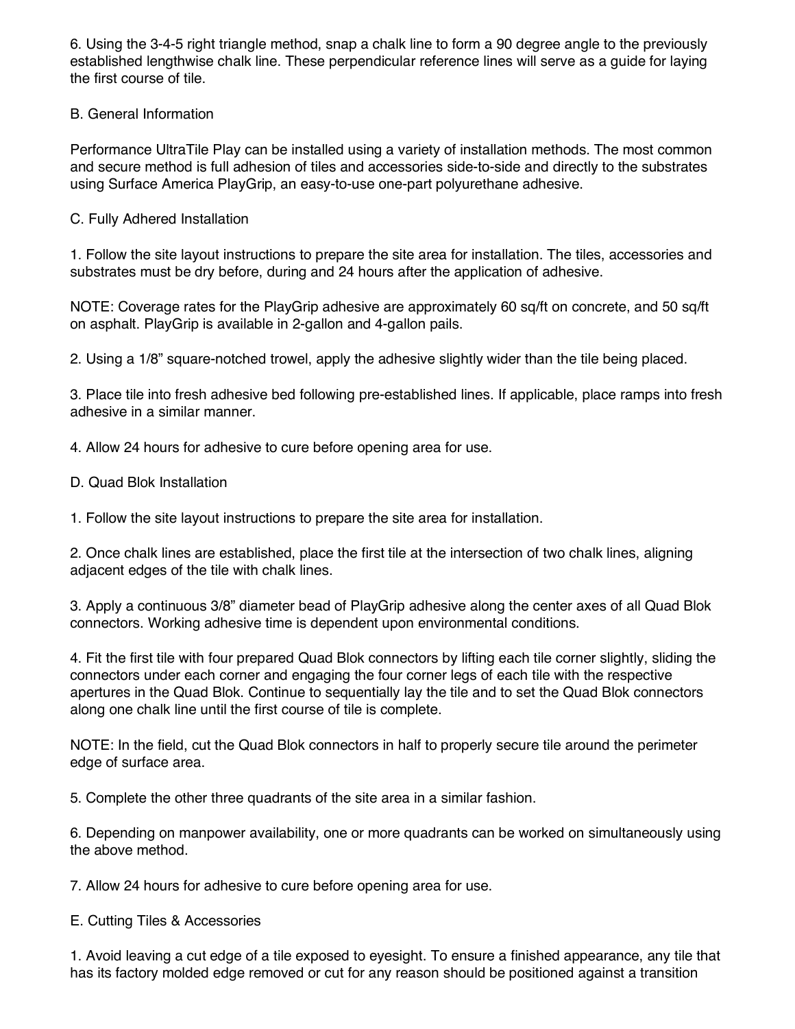6. Using the 3-4-5 right triangle method, snap a chalk line to form a 90 degree angle to the previously established lengthwise chalk line. These perpendicular reference lines will serve as a guide for laying the first course of tile.

## B. General Information

Performance UltraTile Play can be installed using a variety of installation methods. The most common and secure method is full adhesion of tiles and accessories side-to-side and directly to the substrates using Surface America PlayGrip, an easy-to-use one-part polyurethane adhesive.

## C. Fully Adhered Installation

1. Follow the site layout instructions to prepare the site area for installation. The tiles, accessories and substrates must be dry before, during and 24 hours after the application of adhesive.

NOTE: Coverage rates for the PlayGrip adhesive are approximately 60 sq/ft on concrete, and 50 sq/ft on asphalt. PlayGrip is available in 2-gallon and 4-gallon pails.

2. Using a 1/8" square-notched trowel, apply the adhesive slightly wider than the tile being placed.

3. Place tile into fresh adhesive bed following pre-established lines. If applicable, place ramps into fresh adhesive in a similar manner.

4. Allow 24 hours for adhesive to cure before opening area for use.

## D. Quad Blok Installation

1. Follow the site layout instructions to prepare the site area for installation.

2. Once chalk lines are established, place the first tile at the intersection of two chalk lines, aligning adjacent edges of the tile with chalk lines.

3. Apply a continuous 3/8" diameter bead of PlayGrip adhesive along the center axes of all Quad Blok connectors. Working adhesive time is dependent upon environmental conditions.

4. Fit the first tile with four prepared Quad Blok connectors by lifting each tile corner slightly, sliding the connectors under each corner and engaging the four corner legs of each tile with the respective apertures in the Quad Blok. Continue to sequentially lay the tile and to set the Quad Blok connectors along one chalk line until the first course of tile is complete.

NOTE: In the field, cut the Quad Blok connectors in half to properly secure tile around the perimeter edge of surface area.

5. Complete the other three quadrants of the site area in a similar fashion.

6. Depending on manpower availability, one or more quadrants can be worked on simultaneously using the above method.

7. Allow 24 hours for adhesive to cure before opening area for use.

## E. Cutting Tiles & Accessories

1. Avoid leaving a cut edge of a tile exposed to eyesight. To ensure a finished appearance, any tile that has its factory molded edge removed or cut for any reason should be positioned against a transition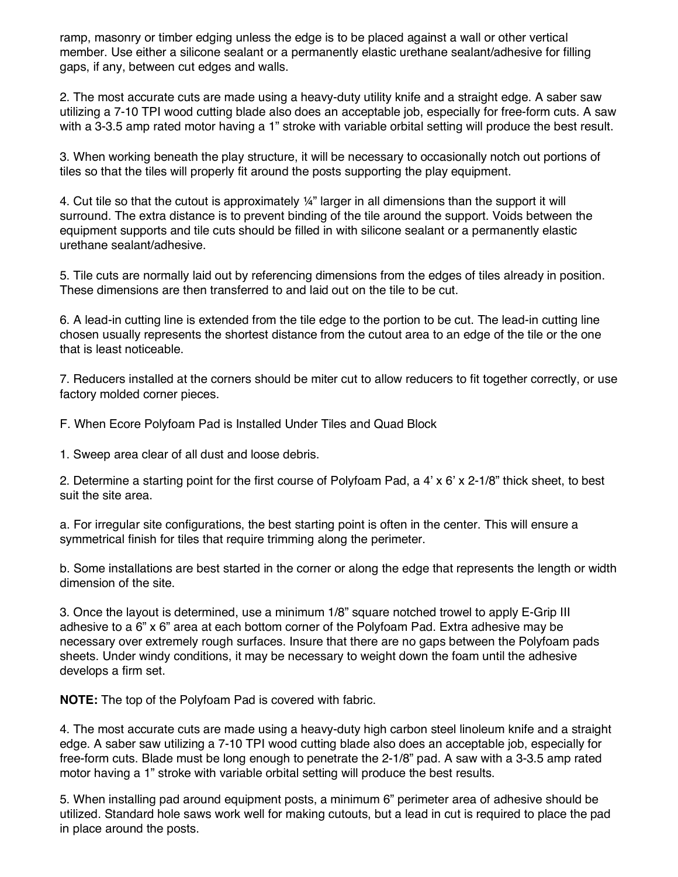ramp, masonry or timber edging unless the edge is to be placed against a wall or other vertical member. Use either a silicone sealant or a permanently elastic urethane sealant/adhesive for filling gaps, if any, between cut edges and walls.

2. The most accurate cuts are made using a heavy-duty utility knife and a straight edge. A saber saw utilizing a 7-10 TPI wood cutting blade also does an acceptable job, especially for free-form cuts. A saw with a 3-3.5 amp rated motor having a 1" stroke with variable orbital setting will produce the best result.

3. When working beneath the play structure, it will be necessary to occasionally notch out portions of tiles so that the tiles will properly fit around the posts supporting the play equipment.

4. Cut tile so that the cutout is approximately ¼" larger in all dimensions than the support it will surround. The extra distance is to prevent binding of the tile around the support. Voids between the equipment supports and tile cuts should be filled in with silicone sealant or a permanently elastic urethane sealant/adhesive.

5. Tile cuts are normally laid out by referencing dimensions from the edges of tiles already in position. These dimensions are then transferred to and laid out on the tile to be cut.

6. A lead-in cutting line is extended from the tile edge to the portion to be cut. The lead-in cutting line chosen usually represents the shortest distance from the cutout area to an edge of the tile or the one that is least noticeable.

7. Reducers installed at the corners should be miter cut to allow reducers to fit together correctly, or use factory molded corner pieces.

F. When Ecore Polyfoam Pad is Installed Under Tiles and Quad Block

1. Sweep area clear of all dust and loose debris.

2. Determine a starting point for the first course of Polyfoam Pad, a 4' x 6' x 2-1/8" thick sheet, to best suit the site area.

a. For irregular site configurations, the best starting point is often in the center. This will ensure a symmetrical finish for tiles that require trimming along the perimeter.

b. Some installations are best started in the corner or along the edge that represents the length or width dimension of the site.

3. Once the layout is determined, use a minimum 1/8" square notched trowel to apply E-Grip III adhesive to a 6" x 6" area at each bottom corner of the Polyfoam Pad. Extra adhesive may be necessary over extremely rough surfaces. Insure that there are no gaps between the Polyfoam pads sheets. Under windy conditions, it may be necessary to weight down the foam until the adhesive develops a firm set.

**NOTE:** The top of the Polyfoam Pad is covered with fabric.

4. The most accurate cuts are made using a heavy-duty high carbon steel linoleum knife and a straight edge. A saber saw utilizing a 7-10 TPI wood cutting blade also does an acceptable job, especially for free-form cuts. Blade must be long enough to penetrate the 2-1/8" pad. A saw with a 3-3.5 amp rated motor having a 1" stroke with variable orbital setting will produce the best results.

5. When installing pad around equipment posts, a minimum 6" perimeter area of adhesive should be utilized. Standard hole saws work well for making cutouts, but a lead in cut is required to place the pad in place around the posts.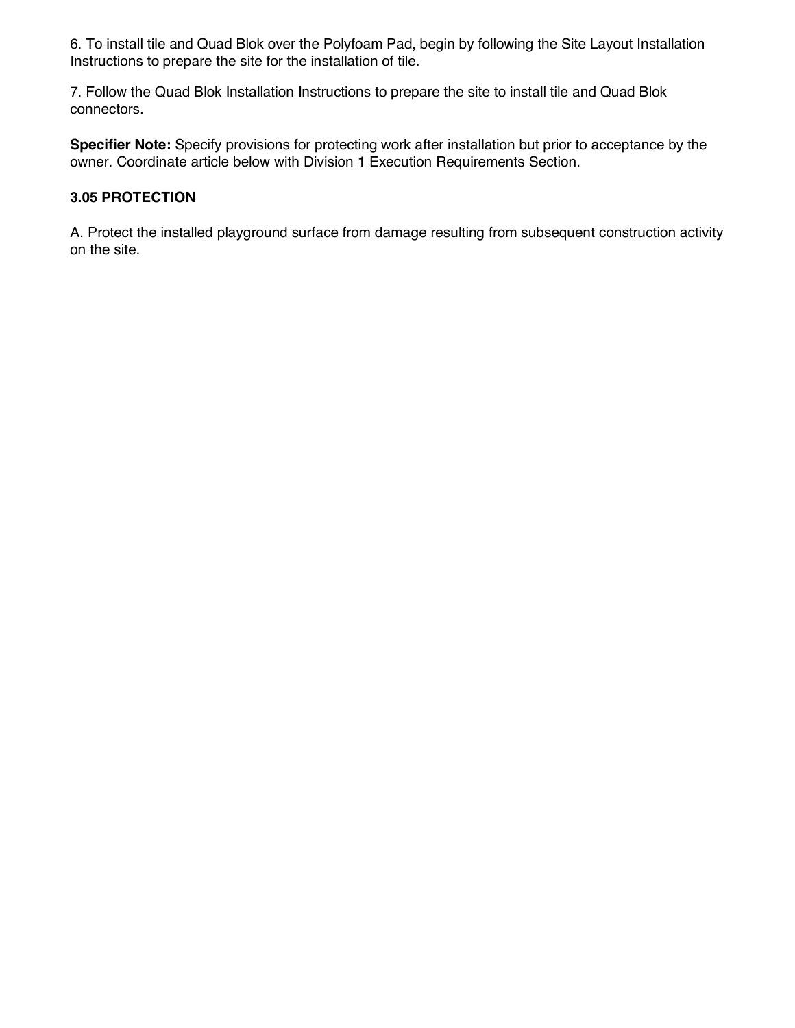6. To install tile and Quad Blok over the Polyfoam Pad, begin by following the Site Layout Installation Instructions to prepare the site for the installation of tile.

7. Follow the Quad Blok Installation Instructions to prepare the site to install tile and Quad Blok connectors.

**Specifier Note:** Specify provisions for protecting work after installation but prior to acceptance by the owner. Coordinate article below with Division 1 Execution Requirements Section.

### 3.05 PROTECTION

A. Protect the installed playground surface from damage resulting from subsequent construction activity on the site.